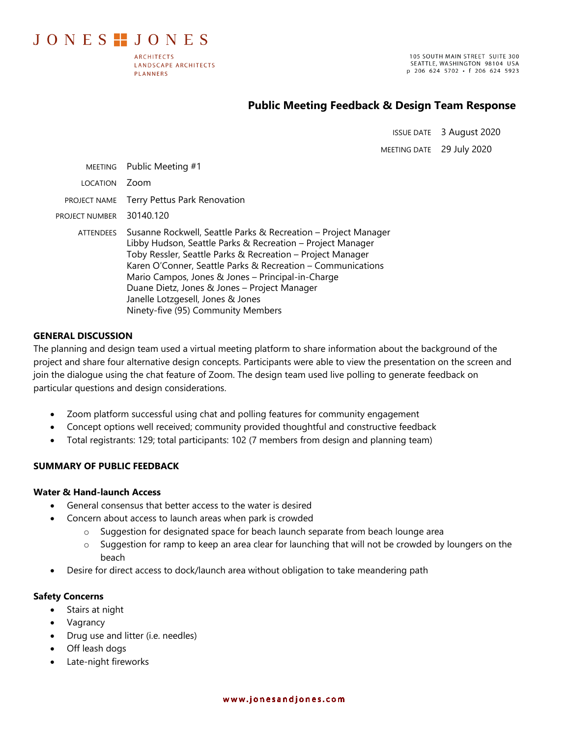JONES & JONES

ARCHITECTS
LANDSCAPE ARCHITECTS
PLANNERS

105 SOUTH MAIN STREET SUITE 300
SEATTLE, WASHINGTON 98104 USA
p 206 624 5702 • f 206 624 5923

# Public Meeting Feedback & Design Team Response

ISSUE DATE 3 August 2020

MEETING DATE 29 July 2020

MEETING Public Meeting #1

LOCATION Zoom

PROJECT NAME Terry Pettus Park Renovation

PROJECT NUMBER 30140.120

ATTENDEES Susanne Rockwell, Seattle Parks & Recreation – Project Manager
Libby Hudson, Seattle Parks & Recreation – Project Manager
Toby Ressler, Seattle Parks & Recreation – Project Manager
Karen O'Conner, Seattle Parks & Recreation – Communications
Mario Campos, Jones & Jones – Principal-in-Charge
Duane Dietz, Jones & Jones – Project Manager
Janelle Lotzgesell, Jones & Jones
Ninety-five (95) Community Members

## GENERAL DISCUSSION

The planning and design team used a virtual meeting platform to share information about the background of the project and share four alternative design concepts. Participants were able to view the presentation on the screen and join the dialogue using the chat feature of Zoom. The design team used live polling to generate feedback on particular questions and design considerations.

- Zoom platform successful using chat and polling features for community engagement
- Concept options well received; community provided thoughtful and constructive feedback
- Total registrants: 129; total participants: 102 (7 members from design and planning team)

## SUMMARY OF PUBLIC FEEDBACK

### Water & Hand-launch Access

- General consensus that better access to the water is desired
- Concern about access to launch areas when park is crowded
    - Suggestion for designated space for beach launch separate from beach lounge area
    - Suggestion for ramp to keep an area clear for launching that will not be crowded by loungers on the beach
- Desire for direct access to dock/launch area without obligation to take meandering path

### Safety Concerns

- Stairs at night
- Vagrancy
- Drug use and litter (i.e. needles)
- Off leash dogs
- Late-night fireworks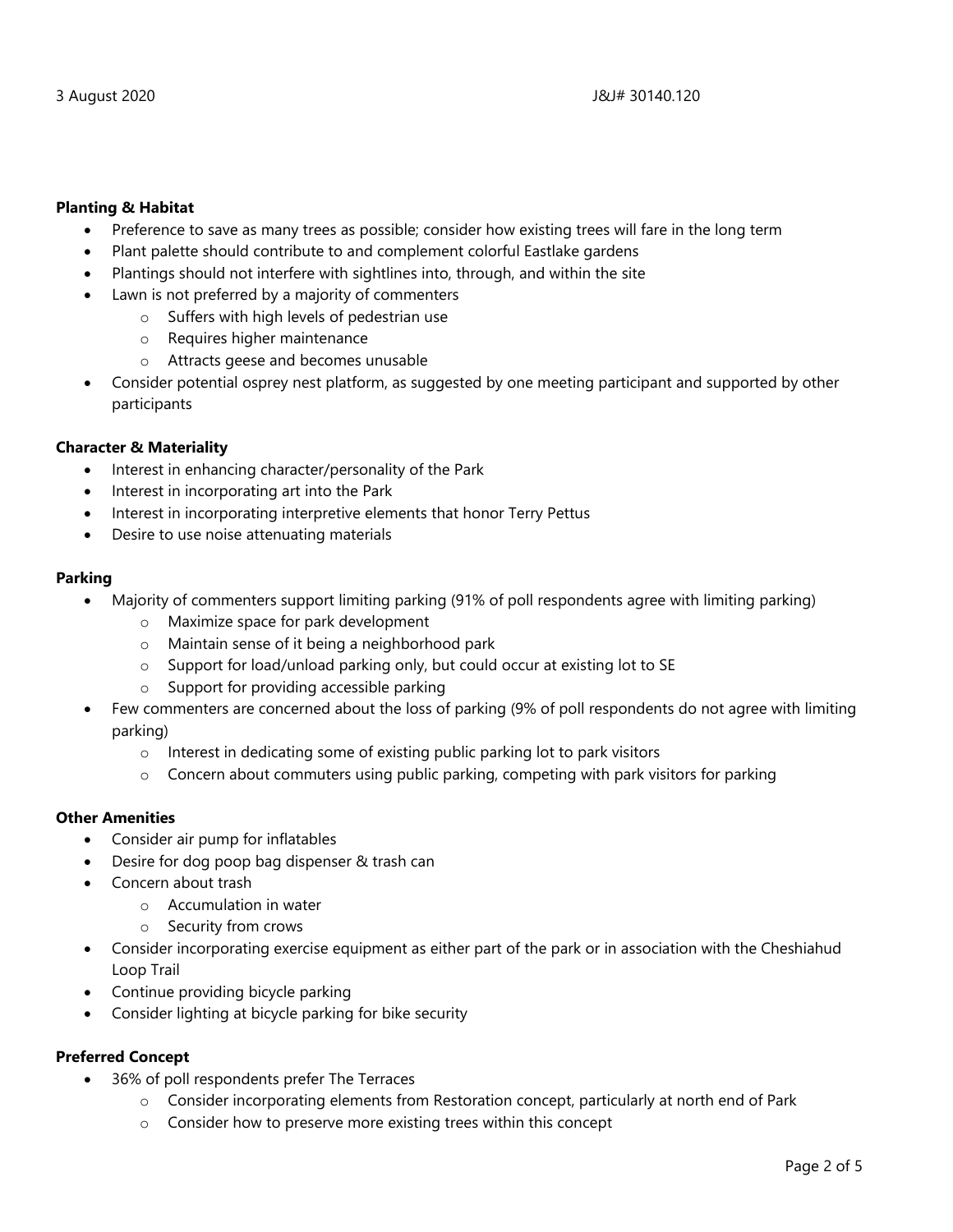**Planting & Habitat**

- Preference to save as many trees as possible; consider how existing trees will fare in the long term
- Plant palette should contribute to and complement colorful Eastlake gardens
- Plantings should not interfere with sightlines into, through, and within the site
- Lawn is not preferred by a majority of commenters
  - Suffers with high levels of pedestrian use
  - Requires higher maintenance
  - Attracts geese and becomes unusable
- Consider potential osprey nest platform, as suggested by one meeting participant and supported by other participants

**Character & Materiality**

- Interest in enhancing character/personality of the Park
- Interest in incorporating art into the Park
- Interest in incorporating interpretive elements that honor Terry Pettus
- Desire to use noise attenuating materials

**Parking**

- Majority of commenters support limiting parking (91% of poll respondents agree with limiting parking)
  - Maximize space for park development
  - Maintain sense of it being a neighborhood park
  - Support for load/unload parking only, but could occur at existing lot to SE
  - Support for providing accessible parking
- Few commenters are concerned about the loss of parking (9% of poll respondents do not agree with limiting parking)
  - Interest in dedicating some of existing public parking lot to park visitors
  - Concern about commuters using public parking, competing with park visitors for parking

**Other Amenities**

- Consider air pump for inflatables
- Desire for dog poop bag dispenser & trash can
- Concern about trash
  - Accumulation in water
  - Security from crows
- Consider incorporating exercise equipment as either part of the park or in association with the Cheshiahud Loop Trail
- Continue providing bicycle parking
- Consider lighting at bicycle parking for bike security

**Preferred Concept**

- 36% of poll respondents prefer The Terraces
  - Consider incorporating elements from Restoration concept, particularly at north end of Park
  - Consider how to preserve more existing trees within this concept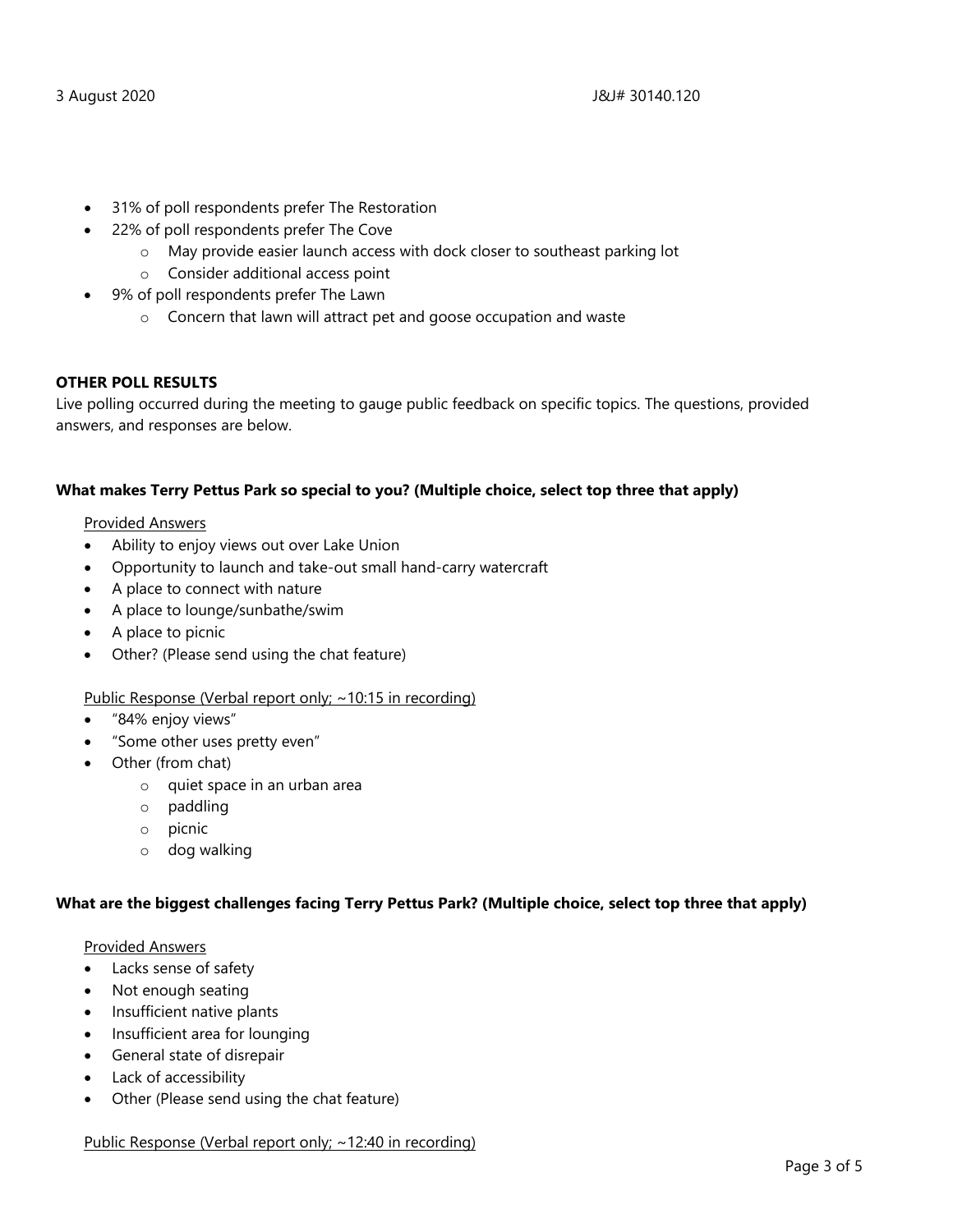- 31% of poll respondents prefer The Restoration
- 22% of poll respondents prefer The Cove
    - May provide easier launch access with dock closer to southeast parking lot
    - Consider additional access point
- 9% of poll respondents prefer The Lawn
    - Concern that lawn will attract pet and goose occupation and waste

**OTHER POLL RESULTS**

Live polling occurred during the meeting to gauge public feedback on specific topics. The questions, provided answers, and responses are below.

**What makes Terry Pettus Park so special to you? (Multiple choice, select top three that apply)**

Provided Answers

- Ability to enjoy views out over Lake Union
- Opportunity to launch and take-out small hand-carry watercraft
- A place to connect with nature
- A place to lounge/sunbathe/swim
- A place to picnic
- Other? (Please send using the chat feature)

Public Response (Verbal report only; ~10:15 in recording)

- "84% enjoy views"
- "Some other uses pretty even"
- Other (from chat)
    - quiet space in an urban area
    - paddling
    - picnic
    - dog walking

**What are the biggest challenges facing Terry Pettus Park? (Multiple choice, select top three that apply)**

Provided Answers

- Lacks sense of safety
- Not enough seating
- Insufficient native plants
- Insufficient area for lounging
- General state of disrepair
- Lack of accessibility
- Other (Please send using the chat feature)

Public Response (Verbal report only; ~12:40 in recording)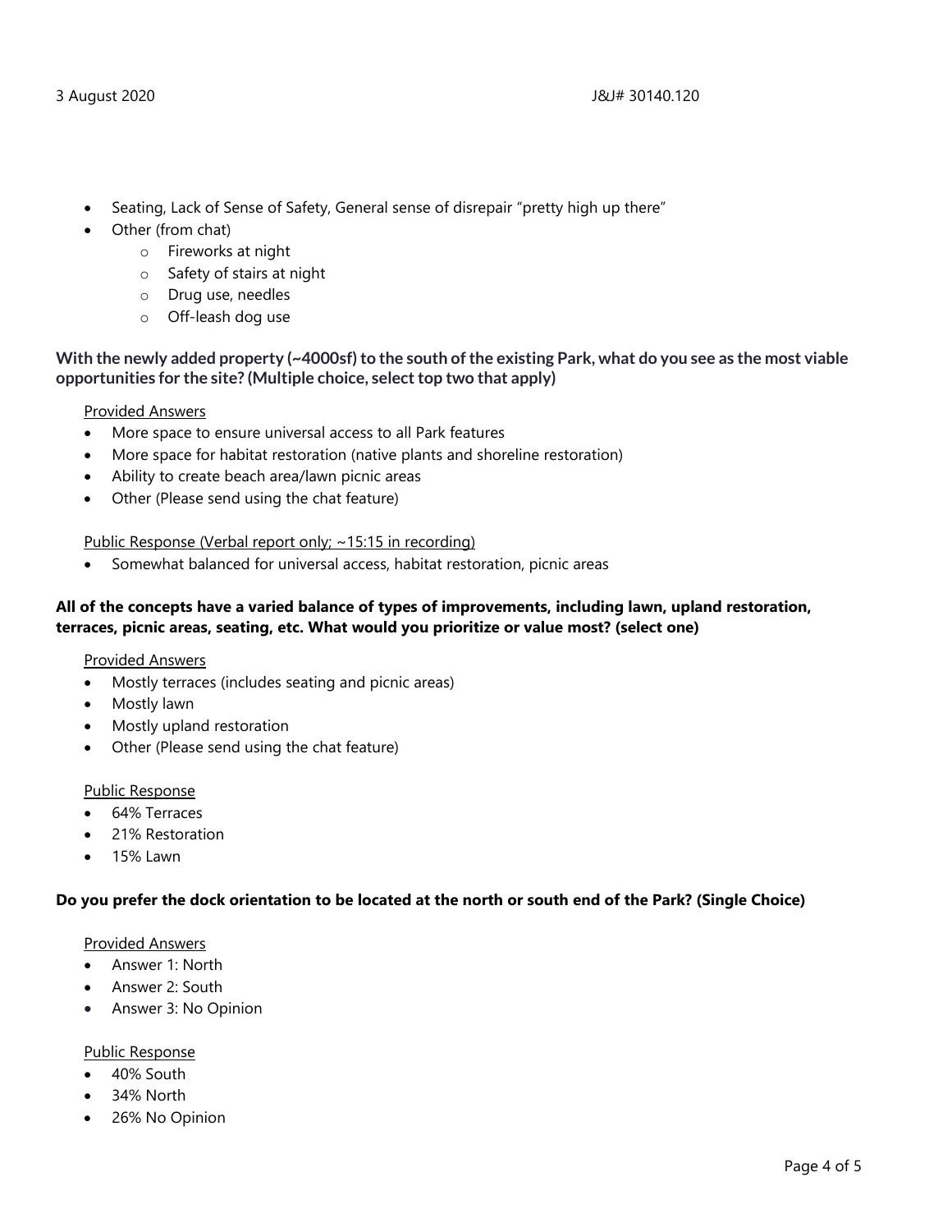- Seating, Lack of Sense of Safety, General sense of disrepair "pretty high up there"
- Other (from chat)
  - Fireworks at night
  - Safety of stairs at night
  - Drug use, needles
  - Off-leash dog use

**With the newly added property (~4000sf) to the south of the existing Park, what do you see as the most viable opportunities for the site? (Multiple choice, select top two that apply)**

Provided Answers

- More space to ensure universal access to all Park features
- More space for habitat restoration (native plants and shoreline restoration)
- Ability to create beach area/lawn picnic areas
- Other (Please send using the chat feature)

Public Response (Verbal report only; ~15:15 in recording)

- Somewhat balanced for universal access, habitat restoration, picnic areas

**All of the concepts have a varied balance of types of improvements, including lawn, upland restoration, terraces, picnic areas, seating, etc. What would you prioritize or value most? (select one)**

Provided Answers

- Mostly terraces (includes seating and picnic areas)
- Mostly lawn
- Mostly upland restoration
- Other (Please send using the chat feature)

Public Response

- 64% Terraces
- 21% Restoration
- 15% Lawn

**Do you prefer the dock orientation to be located at the north or south end of the Park? (Single Choice)**

Provided Answers

- Answer 1: North
- Answer 2: South
- Answer 3: No Opinion

Public Response

- 40% South
- 34% North
- 26% No Opinion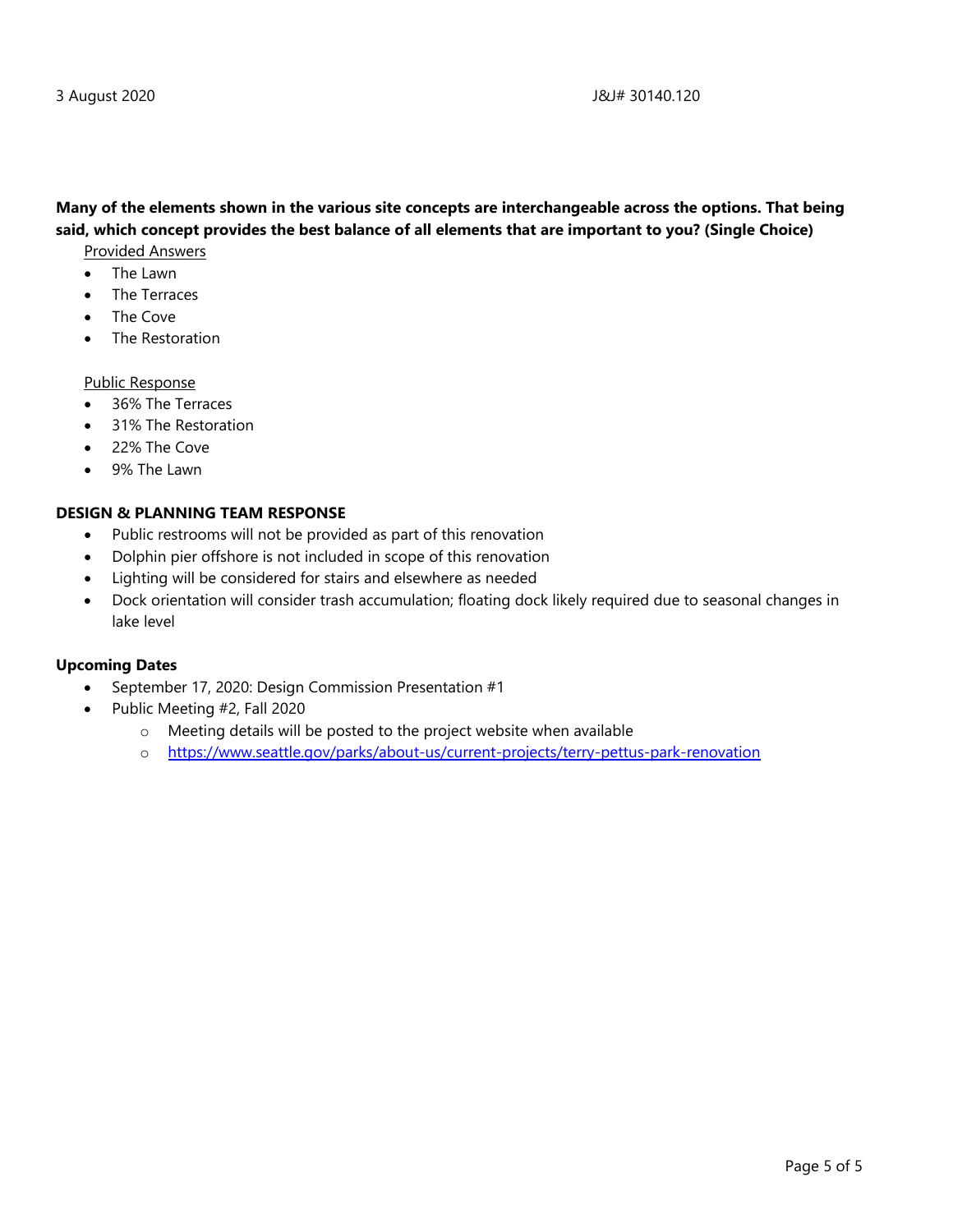**Many of the elements shown in the various site concepts are interchangeable across the options. That being said, which concept provides the best balance of all elements that are important to you? (Single Choice)**

Provided Answers

- The Lawn
- The Terraces
- The Cove
- The Restoration

Public Response

- 36% The Terraces
- 31% The Restoration
- 22% The Cove
- 9% The Lawn

**DESIGN & PLANNING TEAM RESPONSE**

- Public restrooms will not be provided as part of this renovation
- Dolphin pier offshore is not included in scope of this renovation
- Lighting will be considered for stairs and elsewhere as needed
- Dock orientation will consider trash accumulation; floating dock likely required due to seasonal changes in lake level

**Upcoming Dates**

- September 17, 2020: Design Commission Presentation #1
- Public Meeting #2, Fall 2020
  - Meeting details will be posted to the project website when available
  - https://www.seattle.gov/parks/about-us/current-projects/terry-pettus-park-renovation